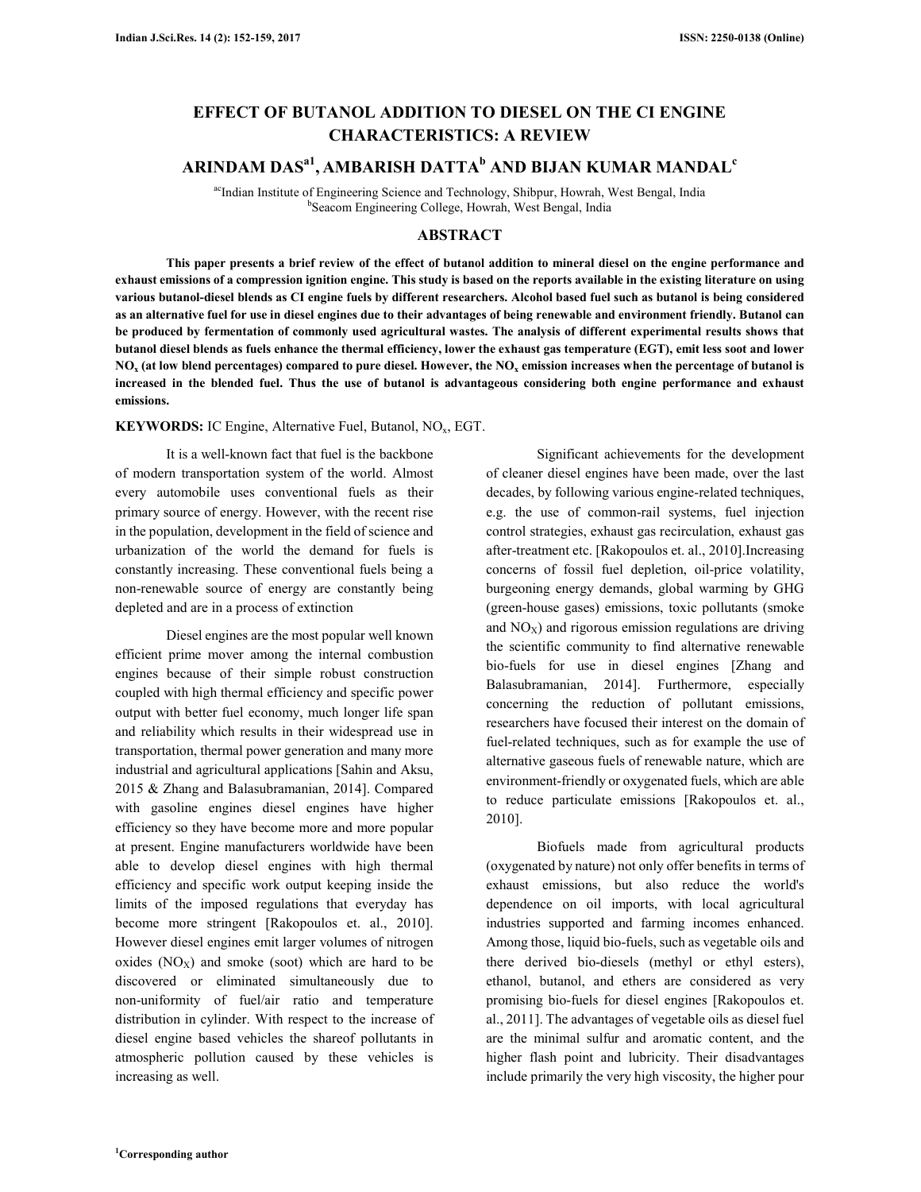# EFFECT OF BUTANOL ADDITION TO DIESEL ON THE CI ENGINE CHARACTERISTICS: A REVIEW

## ARINDAM DAS[a1], AMBARISH DATTA[b] AND BIJAN KUMAR MANDAL[c]

[ac]Indian Institute of Engineering Science and Technology, Shibpur, Howrah, West Bengal, India
[b]Seacom Engineering College, Howrah, West Bengal, India

## ABSTRACT

**This paper presents a brief review of the effect of butanol addition to mineral diesel on the engine performance and exhaust emissions of a compression ignition engine. This study is based on the reports available in the existing literature on using various butanol-diesel blends as CI engine fuels by different researchers. Alcohol based fuel such as butanol is being considered as an alternative fuel for use in diesel engines due to their advantages of being renewable and environment friendly. Butanol can be produced by fermentation of commonly used agricultural wastes. The analysis of different experimental results shows that butanol diesel blends as fuels enhance the thermal efficiency, lower the exhaust gas temperature (EGT), emit less soot and lower $NO_x$ (at low blend percentages) compared to pure diesel. However, the $NO_x$ emission increases when the percentage of butanol is increased in the blended fuel. Thus the use of butanol is advantageous considering both engine performance and exhaust emissions.**

**KEYWORDS:** IC Engine, Alternative Fuel, Butanol, $NO_x$, EGT.

It is a well-known fact that fuel is the backbone of modern transportation system of the world. Almost every automobile uses conventional fuels as their primary source of energy. However, with the recent rise in the population, development in the field of science and urbanization of the world the demand for fuels is constantly increasing. These conventional fuels being a non-renewable source of energy are constantly being depleted and are in a process of extinction

Diesel engines are the most popular well known efficient prime mover among the internal combustion engines because of their simple robust construction coupled with high thermal efficiency and specific power output with better fuel economy, much longer life span and reliability which results in their widespread use in transportation, thermal power generation and many more industrial and agricultural applications [Sahin and Aksu, 2015 & Zhang and Balasubramanian, 2014]. Compared with gasoline engines diesel engines have higher efficiency so they have become more and more popular at present. Engine manufacturers worldwide have been able to develop diesel engines with high thermal efficiency and specific work output keeping inside the limits of the imposed regulations that everyday has become more stringent [Rakopoulos et. al., 2010]. However diesel engines emit larger volumes of nitrogen oxides ($NO_X$) and smoke (soot) which are hard to be discovered or eliminated simultaneously due to non-uniformity of fuel/air ratio and temperature distribution in cylinder. With respect to the increase of diesel engine based vehicles the shareof pollutants in atmospheric pollution caused by these vehicles is increasing as well.

Significant achievements for the development of cleaner diesel engines have been made, over the last decades, by following various engine-related techniques, e.g. the use of common-rail systems, fuel injection control strategies, exhaust gas recirculation, exhaust gas after-treatment etc. [Rakopoulos et. al., 2010].Increasing concerns of fossil fuel depletion, oil-price volatility, burgeoning energy demands, global warming by GHG (green-house gases) emissions, toxic pollutants (smoke and $NO_X$) and rigorous emission regulations are driving the scientific community to find alternative renewable bio-fuels for use in diesel engines [Zhang and Balasubramanian, 2014]. Furthermore, especially concerning the reduction of pollutant emissions, researchers have focused their interest on the domain of fuel-related techniques, such as for example the use of alternative gaseous fuels of renewable nature, which are environment-friendly or oxygenated fuels, which are able to reduce particulate emissions [Rakopoulos et. al., 2010].

Biofuels made from agricultural products (oxygenated by nature) not only offer benefits in terms of exhaust emissions, but also reduce the world's dependence on oil imports, with local agricultural industries supported and farming incomes enhanced. Among those, liquid bio-fuels, such as vegetable oils and there derived bio-diesels (methyl or ethyl esters), ethanol, butanol, and ethers are considered as very promising bio-fuels for diesel engines [Rakopoulos et. al., 2011]. The advantages of vegetable oils as diesel fuel are the minimal sulfur and aromatic content, and the higher flash point and lubricity. Their disadvantages include primarily the very high viscosity, the higher pour

[1]Corresponding author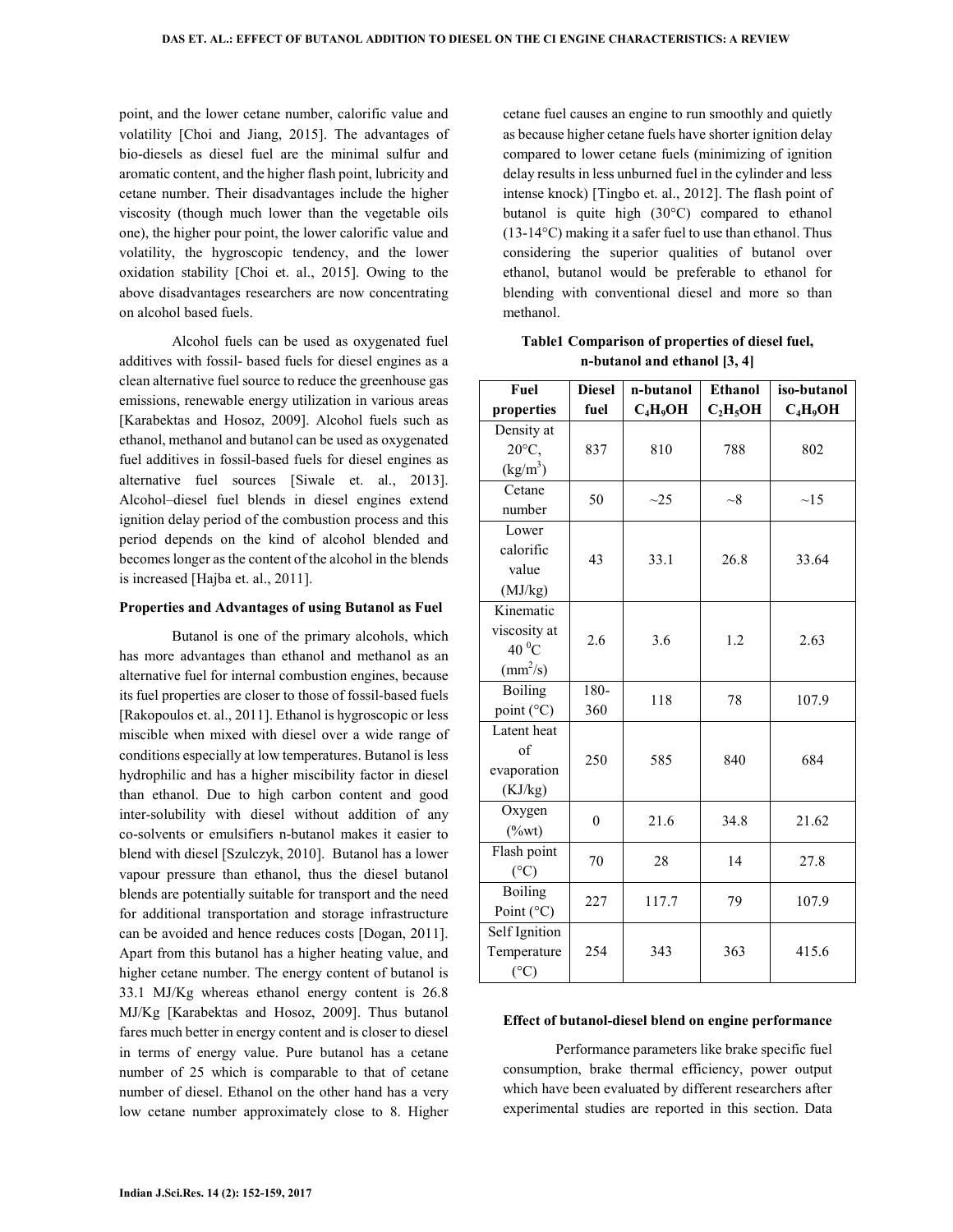point, and the lower cetane number, calorific value and volatility [Choi and Jiang, 2015]. The advantages of bio-diesels as diesel fuel are the minimal sulfur and aromatic content, and the higher flash point, lubricity and cetane number. Their disadvantages include the higher viscosity (though much lower than the vegetable oils one), the higher pour point, the lower calorific value and volatility, the hygroscopic tendency, and the lower oxidation stability [Choi et. al., 2015]. Owing to the above disadvantages researchers are now concentrating on alcohol based fuels.

Alcohol fuels can be used as oxygenated fuel additives with fossil- based fuels for diesel engines as a clean alternative fuel source to reduce the greenhouse gas emissions, renewable energy utilization in various areas [Karabektas and Hosoz, 2009]. Alcohol fuels such as ethanol, methanol and butanol can be used as oxygenated fuel additives in fossil-based fuels for diesel engines as alternative fuel sources [Siwale et. al., 2013]. Alcohol–diesel fuel blends in diesel engines extend ignition delay period of the combustion process and this period depends on the kind of alcohol blended and becomes longer as the content of the alcohol in the blends is increased [Hajba et. al., 2011].

### Properties and Advantages of using Butanol as Fuel

Butanol is one of the primary alcohols, which has more advantages than ethanol and methanol as an alternative fuel for internal combustion engines, because its fuel properties are closer to those of fossil-based fuels [Rakopoulos et. al., 2011]. Ethanol is hygroscopic or less miscible when mixed with diesel over a wide range of conditions especially at low temperatures. Butanol is less hydrophilic and has a higher miscibility factor in diesel than ethanol. Due to high carbon content and good inter-solubility with diesel without addition of any co-solvents or emulsifiers n-butanol makes it easier to blend with diesel [Szulczyk, 2010]. Butanol has a lower vapour pressure than ethanol, thus the diesel butanol blends are potentially suitable for transport and the need for additional transportation and storage infrastructure can be avoided and hence reduces costs [Dogan, 2011]. Apart from this butanol has a higher heating value, and higher cetane number. The energy content of butanol is 33.1 MJ/Kg whereas ethanol energy content is 26.8 MJ/Kg [Karabektas and Hosoz, 2009]. Thus butanol fares much better in energy content and is closer to diesel in terms of energy value. Pure butanol has a cetane number of 25 which is comparable to that of cetane number of diesel. Ethanol on the other hand has a very low cetane number approximately close to 8. Higher cetane fuel causes an engine to run smoothly and quietly as because higher cetane fuels have shorter ignition delay compared to lower cetane fuels (minimizing of ignition delay results in less unburned fuel in the cylinder and less intense knock) [Tingbo et. al., 2012]. The flash point of butanol is quite high (30°C) compared to ethanol (13-14°C) making it a safer fuel to use than ethanol. Thus considering the superior qualities of butanol over ethanol, butanol would be preferable to ethanol for blending with conventional diesel and more so than methanol.

**Table1 Comparison of properties of diesel fuel, n-butanol and ethanol [3, 4]**

| Fuel properties | Diesel fuel | n-butanol $C_4H_9OH$ | Ethanol $C_2H_5OH$ | iso-butanol $C_4H_9OH$ |
|---|---|---|---|---|
| Density at 20°C, (kg/m$^3$) | 837 | 810 | 788 | 802 |
| Cetane number | 50 | ~25 | ~8 | ~15 |
| Lower calorific value (MJ/kg) | 43 | 33.1 | 26.8 | 33.64 |
| Kinematic viscosity at 40 $^0$C (mm$^2$/s) | 2.6 | 3.6 | 1.2 | 2.63 |
| Boiling point (°C) | 180-360 | 118 | 78 | 107.9 |
| Latent heat of evaporation (KJ/kg) | 250 | 585 | 840 | 684 |
| Oxygen (%wt) | 0 | 21.6 | 34.8 | 21.62 |
| Flash point (°C) | 70 | 28 | 14 | 27.8 |
| Boiling Point (°C) | 227 | 117.7 | 79 | 107.9 |
| Self Ignition Temperature (°C) | 254 | 343 | 363 | 415.6 |

### Effect of butanol-diesel blend on engine performance

Performance parameters like brake specific fuel consumption, brake thermal efficiency, power output which have been evaluated by different researchers after experimental studies are reported in this section. Data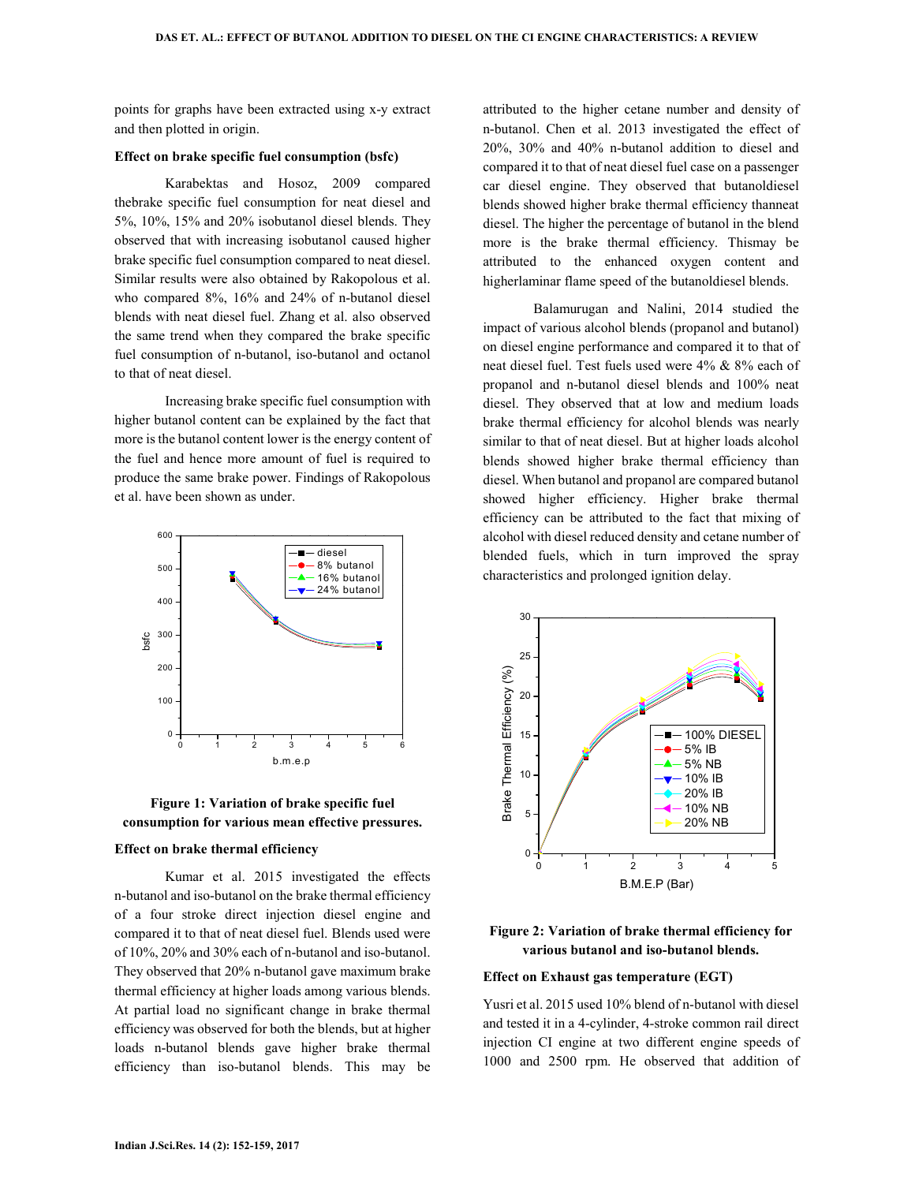points for graphs have been extracted using x-y extract and then plotted in origin.

**Effect on brake specific fuel consumption (bsfc)**

Karabektas and Hosoz, 2009 compared thebrake specific fuel consumption for neat diesel and 5%, 10%, 15% and 20% isobutanol diesel blends. They observed that with increasing isobutanol caused higher brake specific fuel consumption compared to neat diesel. Similar results were also obtained by Rakopolous et al. who compared 8%, 16% and 24% of n-butanol diesel blends with neat diesel fuel. Zhang et al. also observed the same trend when they compared the brake specific fuel consumption of n-butanol, iso-butanol and octanol to that of neat diesel.

Increasing brake specific fuel consumption with higher butanol content can be explained by the fact that more is the butanol content lower is the energy content of the fuel and hence more amount of fuel is required to produce the same brake power. Findings of Rakopolous et al. have been shown as under.

**Figure 1: Variation of brake specific fuel consumption for various mean effective pressures.**

**Effect on brake thermal efficiency**

Kumar et al. 2015 investigated the effects n-butanol and iso-butanol on the brake thermal efficiency of a four stroke direct injection diesel engine and compared it to that of neat diesel fuel. Blends used were of 10%, 20% and 30% each of n-butanol and iso-butanol. They observed that 20% n-butanol gave maximum brake thermal efficiency at higher loads among various blends. At partial load no significant change in brake thermal efficiency was observed for both the blends, but at higher loads n-butanol blends gave higher brake thermal efficiency than iso-butanol blends. This may be attributed to the higher cetane number and density of n-butanol. Chen et al. 2013 investigated the effect of 20%, 30% and 40% n-butanol addition to diesel and compared it to that of neat diesel fuel case on a passenger car diesel engine. They observed that butanoldiesel blends showed higher brake thermal efficiency thanneat diesel. The higher the percentage of butanol in the blend more is the brake thermal efficiency. Thismay be attributed to the enhanced oxygen content and higherlaminar flame speed of the butanoldiesel blends.

Balamurugan and Nalini, 2014 studied the impact of various alcohol blends (propanol and butanol) on diesel engine performance and compared it to that of neat diesel fuel. Test fuels used were 4% & 8% each of propanol and n-butanol diesel blends and 100% neat diesel. They observed that at low and medium loads brake thermal efficiency for alcohol blends was nearly similar to that of neat diesel. But at higher loads alcohol blends showed higher brake thermal efficiency than diesel. When butanol and propanol are compared butanol showed higher efficiency. Higher brake thermal efficiency can be attributed to the fact that mixing of alcohol with diesel reduced density and cetane number of blended fuels, which in turn improved the spray characteristics and prolonged ignition delay.

**Figure 2: Variation of brake thermal efficiency for various butanol and iso-butanol blends.**

**Effect on Exhaust gas temperature (EGT)**

Yusri et al. 2015 used 10% blend of n-butanol with diesel and tested it in a 4-cylinder, 4-stroke common rail direct injection CI engine at two different engine speeds of 1000 and 2500 rpm. He observed that addition of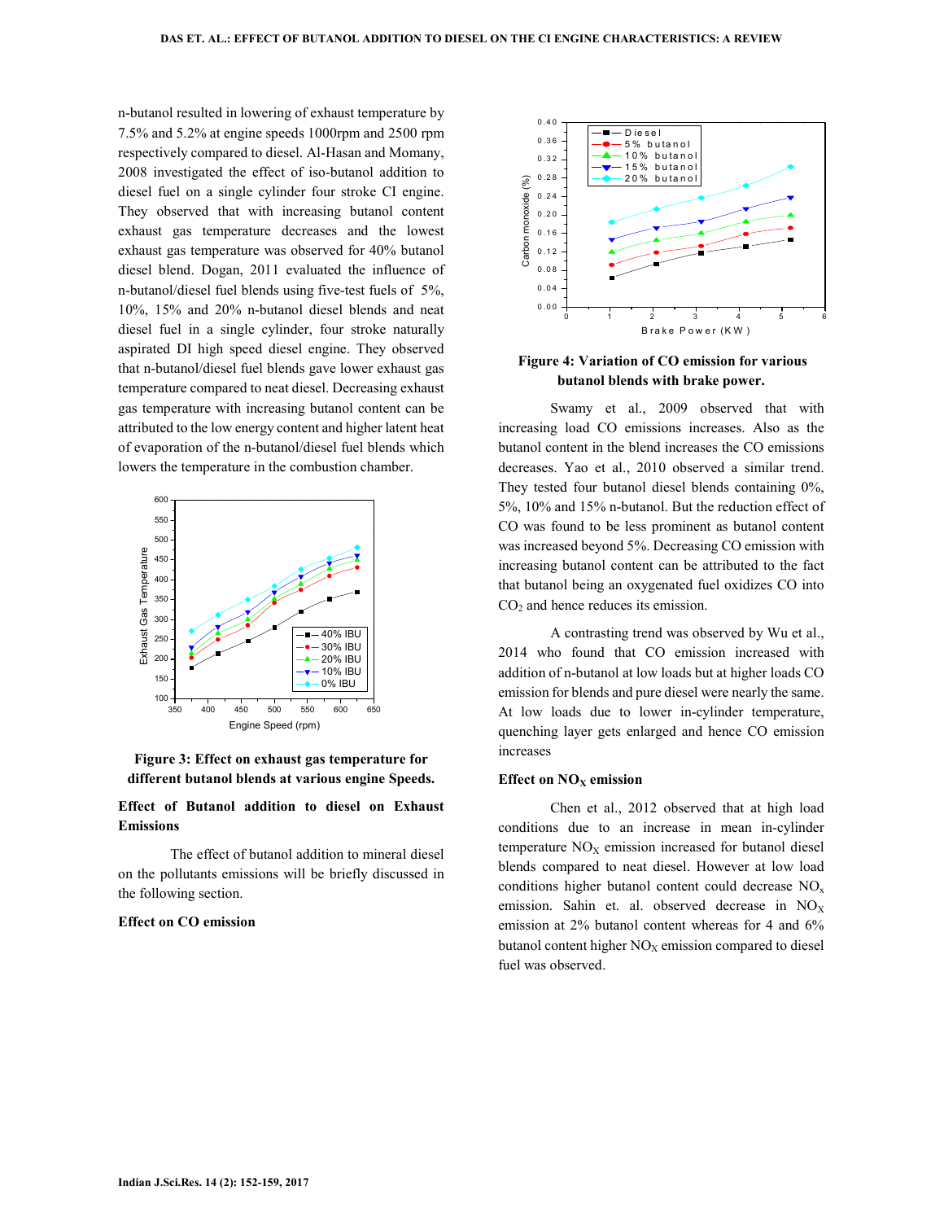n-butanol resulted in lowering of exhaust temperature by 7.5% and 5.2% at engine speeds 1000rpm and 2500 rpm respectively compared to diesel. Al-Hasan and Momany, 2008 investigated the effect of iso-butanol addition to diesel fuel on a single cylinder four stroke CI engine. They observed that with increasing butanol content exhaust gas temperature decreases and the lowest exhaust gas temperature was observed for 40% butanol diesel blend. Dogan, 2011 evaluated the influence of n-butanol/diesel fuel blends using five-test fuels of 5%, 10%, 15% and 20% n-butanol diesel blends and neat diesel fuel in a single cylinder, four stroke naturally aspirated DI high speed diesel engine. They observed that n-butanol/diesel fuel blends gave lower exhaust gas temperature compared to neat diesel. Decreasing exhaust gas temperature with increasing butanol content can be attributed to the low energy content and higher latent heat of evaporation of the n-butanol/diesel fuel blends which lowers the temperature in the combustion chamber.

**Figure 3: Effect on exhaust gas temperature for different butanol blends at various engine Speeds.**

## Effect of Butanol addition to diesel on Exhaust Emissions

The effect of butanol addition to mineral diesel on the pollutants emissions will be briefly discussed in the following section.

### Effect on CO emission

**Figure 4: Variation of CO emission for various butanol blends with brake power.**

Swamy et al., 2009 observed that with increasing load CO emissions increases. Also as the butanol content in the blend increases the CO emissions decreases. Yao et al., 2010 observed a similar trend. They tested four butanol diesel blends containing 0%, 5%, 10% and 15% n-butanol. But the reduction effect of CO was found to be less prominent as butanol content was increased beyond 5%. Decreasing CO emission with increasing butanol content can be attributed to the fact that butanol being an oxygenated fuel oxidizes CO into $CO_2$ and hence reduces its emission.

A contrasting trend was observed by Wu et al., 2014 who found that CO emission increased with addition of n-butanol at low loads but at higher loads CO emission for blends and pure diesel were nearly the same. At low loads due to lower in-cylinder temperature, quenching layer gets enlarged and hence CO emission increases

### Effect on $NO_X$ emission

Chen et al., 2012 observed that at high load conditions due to an increase in mean in-cylinder temperature $NO_X$ emission increased for butanol diesel blends compared to neat diesel. However at low load conditions higher butanol content could decrease $NO_x$ emission. Sahin et. al. observed decrease in $NO_X$ emission at 2% butanol content whereas for 4 and 6% butanol content higher $NO_X$ emission compared to diesel fuel was observed.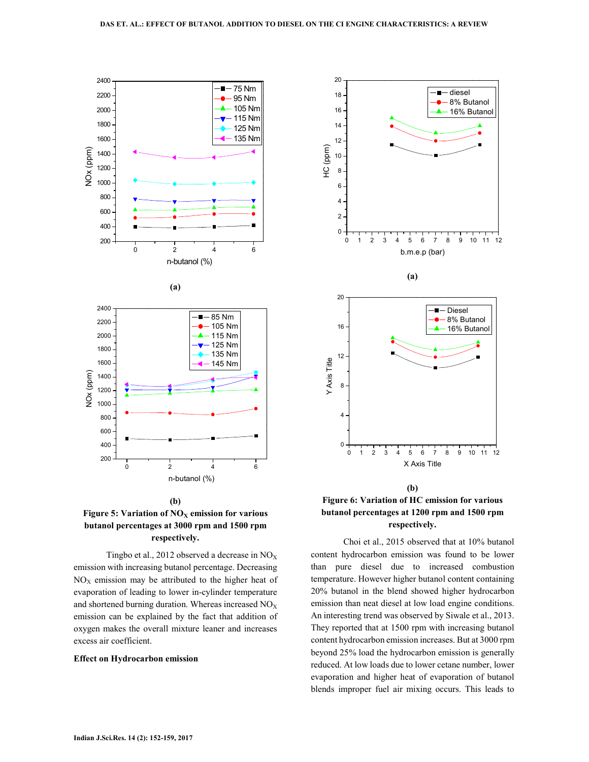(a)

(b)

**Figure 5: Variation of $NO_X$ emission for various butanol percentages at 3000 rpm and 1500 rpm respectively.**

Tingbo et al., 2012 observed a decrease in $NO_X$ emission with increasing butanol percentage. Decreasing $NO_X$ emission may be attributed to the higher heat of evaporation of leading to lower in-cylinder temperature and shortened burning duration. Whereas increased $NO_X$ emission can be explained by the fact that addition of oxygen makes the overall mixture leaner and increases excess air coefficient.

**Effect on Hydrocarbon emission**

(a)

(b)

**Figure 6: Variation of HC emission for various butanol percentages at 1200 rpm and 1500 rpm respectively.**

Choi et al., 2015 observed that at 10% butanol content hydrocarbon emission was found to be lower than pure diesel due to increased combustion temperature. However higher butanol content containing 20% butanol in the blend showed higher hydrocarbon emission than neat diesel at low load engine conditions. An interesting trend was observed by Siwale et al., 2013. They reported that at 1500 rpm with increasing butanol content hydrocarbon emission increases. But at 3000 rpm beyond 25% load the hydrocarbon emission is generally reduced. At low loads due to lower cetane number, lower evaporation and higher heat of evaporation of butanol blends improper fuel air mixing occurs. This leads to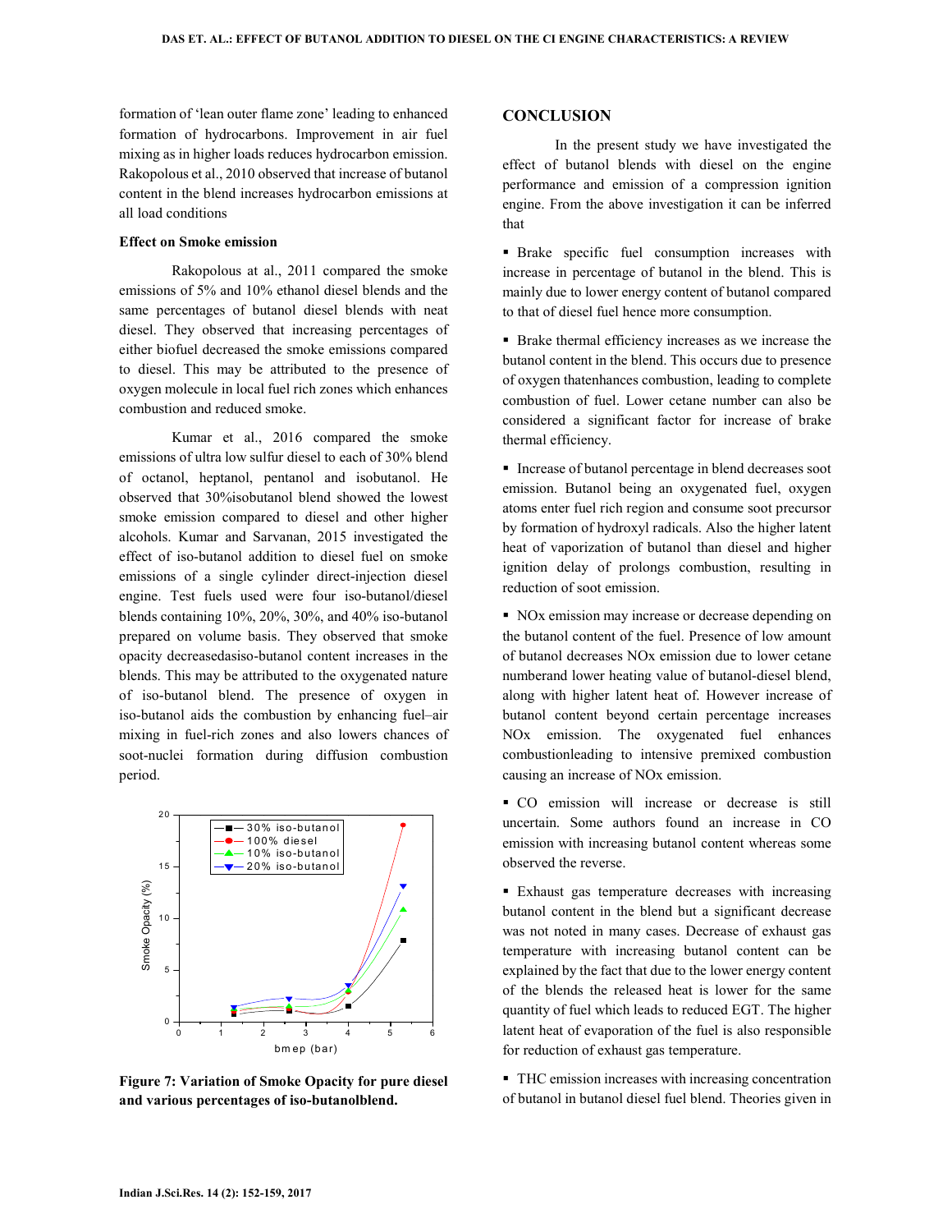formation of 'lean outer flame zone' leading to enhanced formation of hydrocarbons. Improvement in air fuel mixing as in higher loads reduces hydrocarbon emission. Rakopolous et al., 2010 observed that increase of butanol content in the blend increases hydrocarbon emissions at all load conditions

### Effect on Smoke emission

Rakopolous at al., 2011 compared the smoke emissions of 5% and 10% ethanol diesel blends and the same percentages of butanol diesel blends with neat diesel. They observed that increasing percentages of either biofuel decreased the smoke emissions compared to diesel. This may be attributed to the presence of oxygen molecule in local fuel rich zones which enhances combustion and reduced smoke.

Kumar et al., 2016 compared the smoke emissions of ultra low sulfur diesel to each of 30% blend of octanol, heptanol, pentanol and isobutanol. He observed that 30%isobutanol blend showed the lowest smoke emission compared to diesel and other higher alcohols. Kumar and Sarvanan, 2015 investigated the effect of iso-butanol addition to diesel fuel on smoke emissions of a single cylinder direct-injection diesel engine. Test fuels used were four iso-butanol/diesel blends containing 10%, 20%, 30%, and 40% iso-butanol prepared on volume basis. They observed that smoke opacity decreasedasiso-butanol content increases in the blends. This may be attributed to the oxygenated nature of iso-butanol blend. The presence of oxygen in iso-butanol aids the combustion by enhancing fuel–air mixing in fuel-rich zones and also lowers chances of soot-nuclei formation during diffusion combustion period.

**Figure 7: Variation of Smoke Opacity for pure diesel and various percentages of iso-butanolblend.**

## CONCLUSION

In the present study we have investigated the effect of butanol blends with diesel on the engine performance and emission of a compression ignition engine. From the above investigation it can be inferred that

- Brake specific fuel consumption increases with increase in percentage of butanol in the blend. This is mainly due to lower energy content of butanol compared to that of diesel fuel hence more consumption.

- Brake thermal efficiency increases as we increase the butanol content in the blend. This occurs due to presence of oxygen thatenhances combustion, leading to complete combustion of fuel. Lower cetane number can also be considered a significant factor for increase of brake thermal efficiency.

- Increase of butanol percentage in blend decreases soot emission. Butanol being an oxygenated fuel, oxygen atoms enter fuel rich region and consume soot precursor by formation of hydroxyl radicals. Also the higher latent heat of vaporization of butanol than diesel and higher ignition delay of prolongs combustion, resulting in reduction of soot emission.

- NOx emission may increase or decrease depending on the butanol content of the fuel. Presence of low amount of butanol decreases NOx emission due to lower cetane numberand lower heating value of butanol-diesel blend, along with higher latent heat of. However increase of butanol content beyond certain percentage increases NOx emission. The oxygenated fuel enhances combustionleading to intensive premixed combustion causing an increase of NOx emission.

- CO emission will increase or decrease is still uncertain. Some authors found an increase in CO emission with increasing butanol content whereas some observed the reverse.

- Exhaust gas temperature decreases with increasing butanol content in the blend but a significant decrease was not noted in many cases. Decrease of exhaust gas temperature with increasing butanol content can be explained by the fact that due to the lower energy content of the blends the released heat is lower for the same quantity of fuel which leads to reduced EGT. The higher latent heat of evaporation of the fuel is also responsible for reduction of exhaust gas temperature.

- THC emission increases with increasing concentration of butanol in butanol diesel fuel blend. Theories given in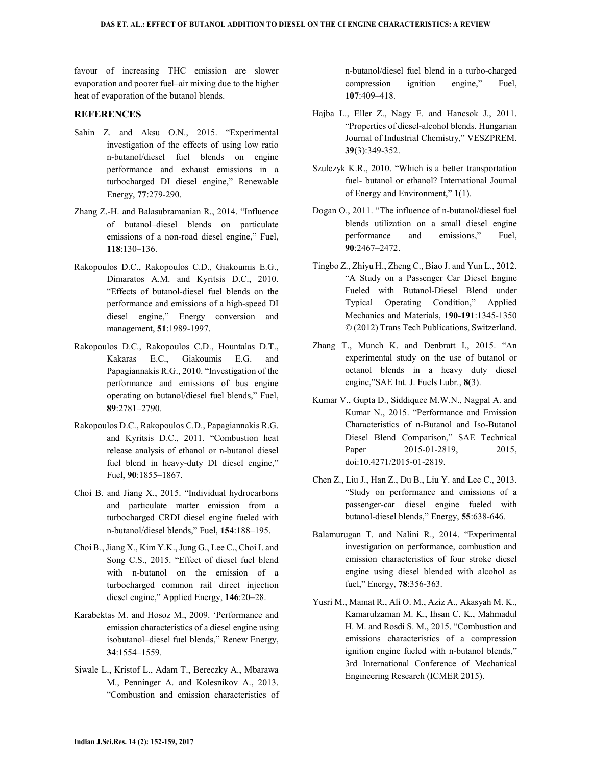favour of increasing THC emission are slower evaporation and poorer fuel–air mixing due to the higher heat of evaporation of the butanol blends.

## REFERENCES

Sahin Z. and Aksu O.N., 2015. "Experimental investigation of the effects of using low ratio n-butanol/diesel fuel blends on engine performance and exhaust emissions in a turbocharged DI diesel engine," Renewable Energy, **77**:279-290.

Zhang Z.-H. and Balasubramanian R., 2014. "Influence of butanol–diesel blends on particulate emissions of a non-road diesel engine," Fuel, **118**:130–136.

Rakopoulos D.C., Rakopoulos C.D., Giakoumis E.G., Dimaratos A.M. and Kyritsis D.C., 2010. "Effects of butanol-diesel fuel blends on the performance and emissions of a high-speed DI diesel engine," Energy conversion and management, **51**:1989-1997.

Rakopoulos D.C., Rakopoulos C.D., Hountalas D.T., Kakaras E.C., Giakoumis E.G. and Papagiannakis R.G., 2010. "Investigation of the performance and emissions of bus engine operating on butanol/diesel fuel blends," Fuel, **89**:2781–2790.

Rakopoulos D.C., Rakopoulos C.D., Papagiannakis R.G. and Kyritsis D.C., 2011. "Combustion heat release analysis of ethanol or n-butanol diesel fuel blend in heavy-duty DI diesel engine," Fuel, **90**:1855–1867.

Choi B. and Jiang X., 2015. "Individual hydrocarbons and particulate matter emission from a turbocharged CRDI diesel engine fueled with n-butanol/diesel blends," Fuel, **154**:188–195.

Choi B., Jiang X., Kim Y.K., Jung G., Lee C., Choi I. and Song C.S., 2015. "Effect of diesel fuel blend with n-butanol on the emission of a turbocharged common rail direct injection diesel engine," Applied Energy, **146**:20–28.

Karabektas M. and Hosoz M., 2009. 'Performance and emission characteristics of a diesel engine using isobutanol–diesel fuel blends," Renew Energy, **34**:1554–1559.

Siwale L., Kristof L., Adam T., Bereczky A., Mbarawa M., Penninger A. and Kolesnikov A., 2013. "Combustion and emission characteristics of n-butanol/diesel fuel blend in a turbo-charged compression ignition engine," Fuel, **107**:409–418.

Hajba L., Eller Z., Nagy E. and Hancsok J., 2011. "Properties of diesel-alcohol blends. Hungarian Journal of Industrial Chemistry," VESZPREM. **39**(3):349-352.

Szulczyk K.R., 2010. "Which is a better transportation fuel- butanol or ethanol? International Journal of Energy and Environment," **1**(1).

Dogan O., 2011. "The influence of n-butanol/diesel fuel blends utilization on a small diesel engine performance and emissions," Fuel, **90**:2467–2472.

Tingbo Z., Zhiyu H., Zheng C., Biao J. and Yun L., 2012. "A Study on a Passenger Car Diesel Engine Fueled with Butanol-Diesel Blend under Typical Operating Condition," Applied Mechanics and Materials, **190-191**:1345-1350 © (2012) Trans Tech Publications, Switzerland.

Zhang T., Munch K. and Denbratt I., 2015. "An experimental study on the use of butanol or octanol blends in a heavy duty diesel engine,"SAE Int. J. Fuels Lubr., **8**(3).

Kumar V., Gupta D., Siddiquee M.W.N., Nagpal A. and Kumar N., 2015. "Performance and Emission Characteristics of n-Butanol and Iso-Butanol Diesel Blend Comparison," SAE Technical Paper 2015-01-2819, 2015, doi:10.4271/2015-01-2819.

Chen Z., Liu J., Han Z., Du B., Liu Y. and Lee C., 2013. "Study on performance and emissions of a passenger-car diesel engine fueled with butanol-diesel blends," Energy, **55**:638-646.

Balamurugan T. and Nalini R., 2014. "Experimental investigation on performance, combustion and emission characteristics of four stroke diesel engine using diesel blended with alcohol as fuel," Energy, **78**:356-363.

Yusri M., Mamat R., Ali O. M., Aziz A., Akasyah M. K., Kamarulzaman M. K., Ihsan C. K., Mahmadul H. M. and Rosdi S. M., 2015. "Combustion and emissions characteristics of a compression ignition engine fueled with n-butanol blends," 3rd International Conference of Mechanical Engineering Research (ICMER 2015).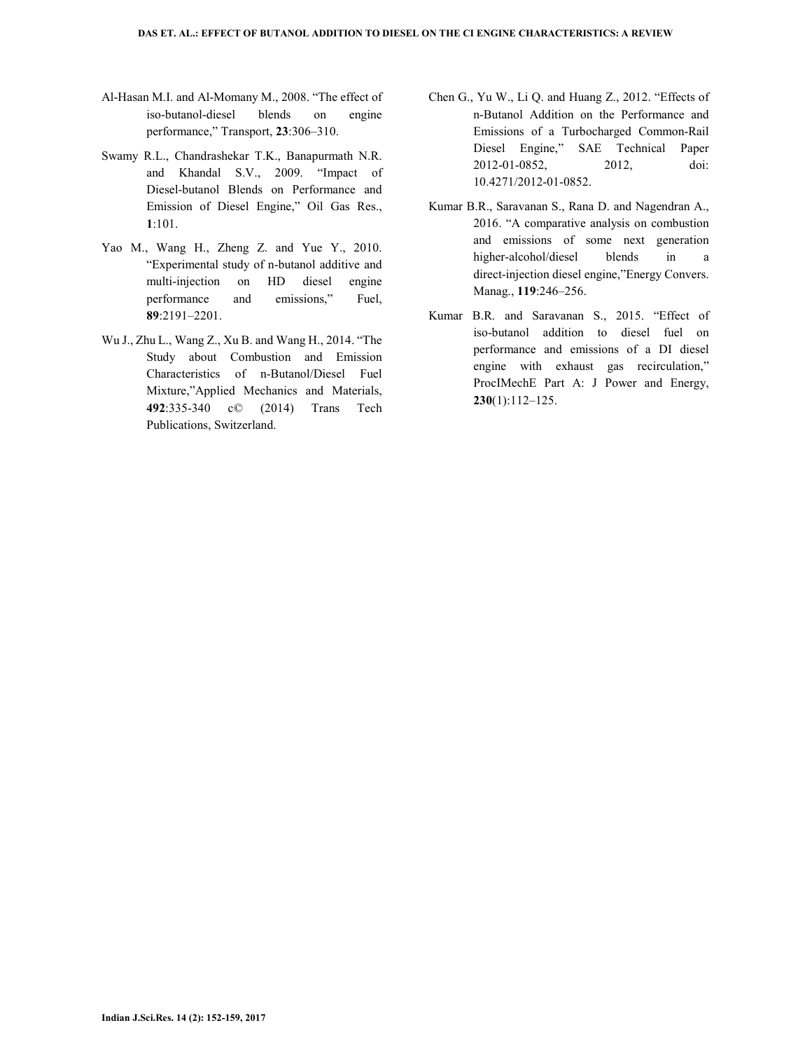Al-Hasan M.I. and Al-Momany M., 2008. "The effect of iso-butanol-diesel blends on engine performance," Transport, **23**:306–310.

Swamy R.L., Chandrashekar T.K., Banapurmath N.R. and Khandal S.V., 2009. "Impact of Diesel-butanol Blends on Performance and Emission of Diesel Engine," Oil Gas Res., **1**:101.

Yao M., Wang H., Zheng Z. and Yue Y., 2010. "Experimental study of n-butanol additive and multi-injection on HD diesel engine performance and emissions," Fuel, **89**:2191–2201.

Wu J., Zhu L., Wang Z., Xu B. and Wang H., 2014. "The Study about Combustion and Emission Characteristics of n-Butanol/Diesel Fuel Mixture,"Applied Mechanics and Materials, **492**:335-340 c© (2014) Trans Tech Publications, Switzerland.

Chen G., Yu W., Li Q. and Huang Z., 2012. "Effects of n-Butanol Addition on the Performance and Emissions of a Turbocharged Common-Rail Diesel Engine," SAE Technical Paper 2012-01-0852, 2012, doi: 10.4271/2012-01-0852.

Kumar B.R., Saravanan S., Rana D. and Nagendran A., 2016. "A comparative analysis on combustion and emissions of some next generation higher-alcohol/diesel blends in a direct-injection diesel engine,"Energy Convers. Manag., **119**:246–256.

Kumar B.R. and Saravanan S., 2015. "Effect of iso-butanol addition to diesel fuel on performance and emissions of a DI diesel engine with exhaust gas recirculation," ProcIMechE Part A: J Power and Energy, **230**(1):112–125.